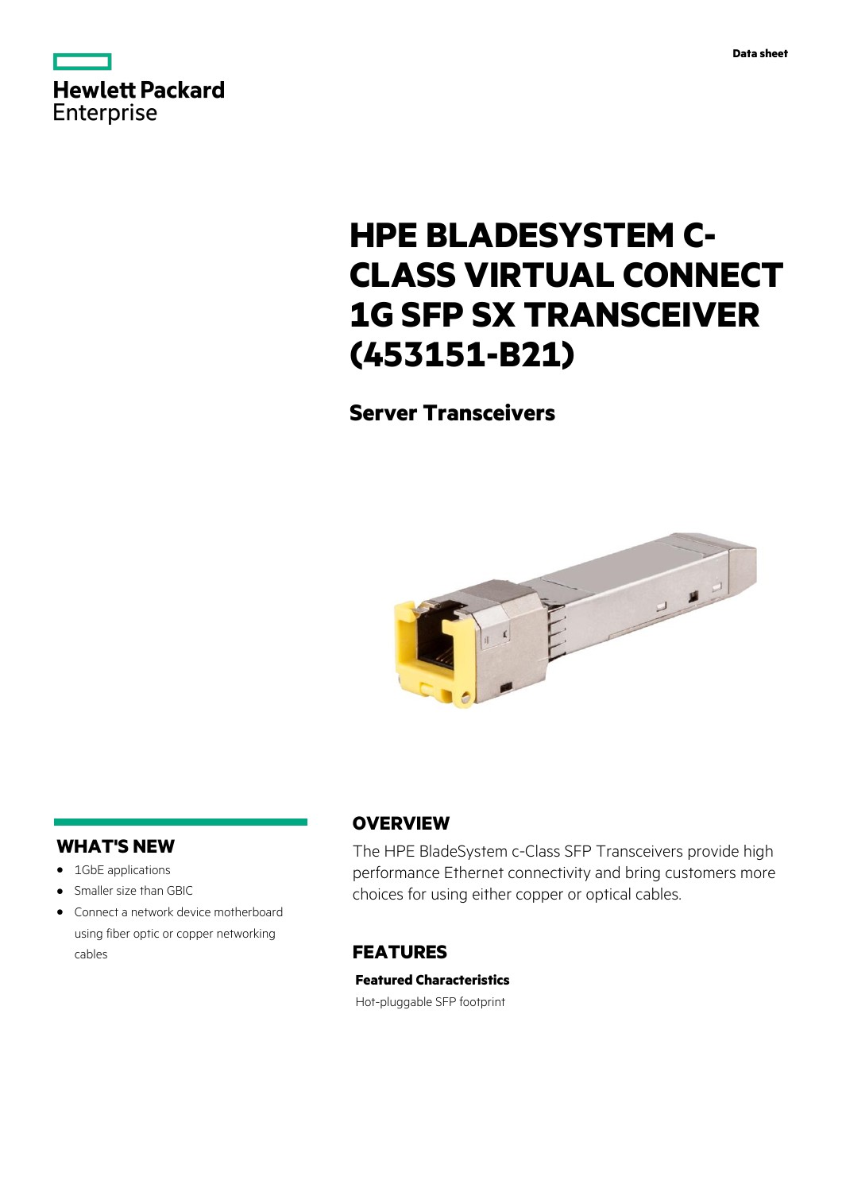Data sheet

# HPE BLADESYSTEM C-CLASS VIRTUAL CONNECT 1G SFP SX TRANSCEIVER (453151-B21)

## Server Transceivers

## WHAT'S NEW

- 1GbE applications
- Smaller size than GBIC
- Connect a network device motherboard using fiber optic or copper networking cables

## OVERVIEW

The HPE BladeSystem c-Class SFP Transceivers provide high performance Ethernet connectivity and bring customers more choices for using either copper or optical cables.

## FEATURES

**Featured Characteristics**

Hot-pluggable SFP footprint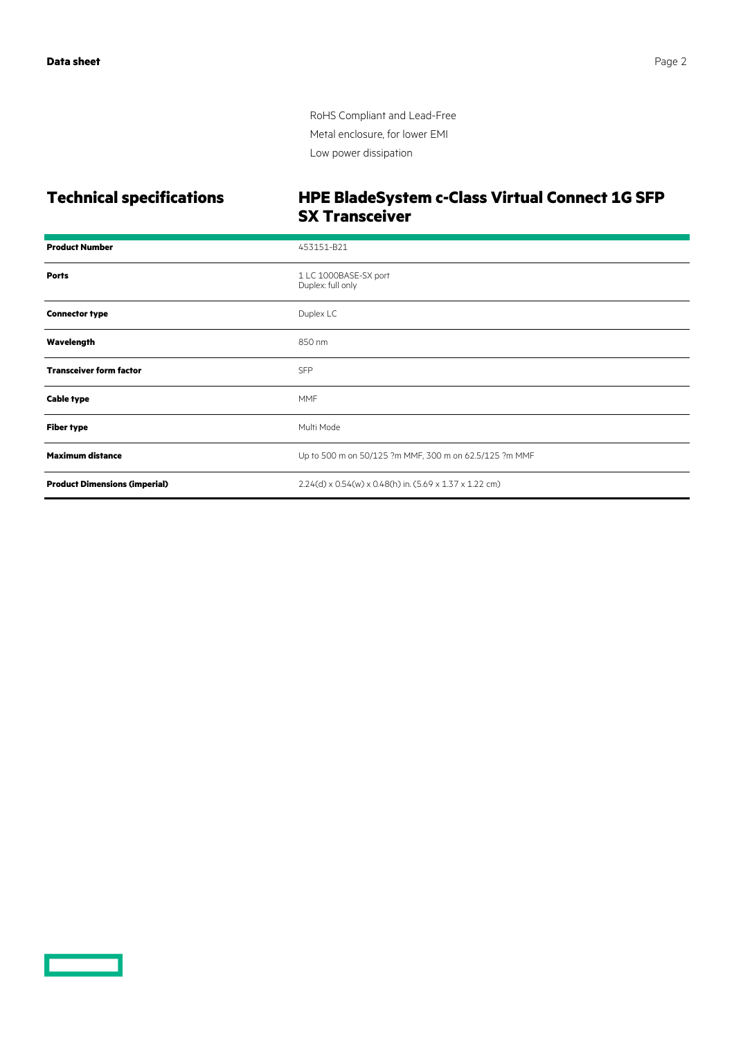- RoHS Compliant and Lead-Free
- Metal enclosure, for lower EMI
- Low power dissipation

## Technical specifications

### HPE BladeSystem c-Class Virtual Connect 1G SFP SX Transceiver

| | |
|---|---|
| **Product Number** | 453151-B21 |
| **Ports** | 1 LC 1000BASE-SX port<br>Duplex: full only |
| **Connector type** | Duplex LC |
| **Wavelength** | 850 nm |
| **Transceiver form factor** | SFP |
| **Cable type** | MMF |
| **Fiber type** | Multi Mode |
| **Maximum distance** | Up to 500 m on 50/125 ?m MMF, 300 m on 62.5/125 ?m MMF |
| **Product Dimensions (imperial)** | 2.24(d) x 0.54(w) x 0.48(h) in. (5.69 x 1.37 x 1.22 cm) |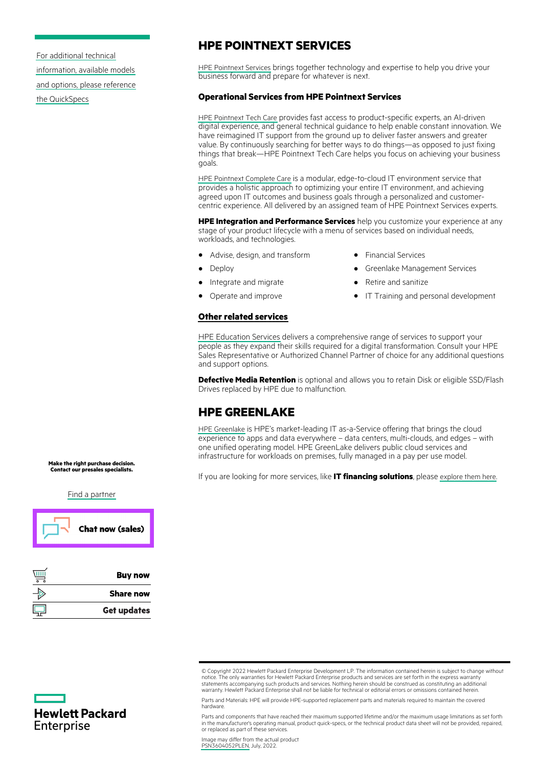For additional technical information, available models and options, please reference the QuickSpecs

# HPE POINTNEXT SERVICES

HPE Pointnext Services brings together technology and expertise to help you drive your business forward and prepare for whatever is next.

### Operational Services from HPE Pointnext Services

HPE Pointnext Tech Care provides fast access to product-specific experts, an AI-driven digital experience, and general technical guidance to help enable constant innovation. We have reimagined IT support from the ground up to deliver faster answers and greater value. By continuously searching for better ways to do things—as opposed to just fixing things that break—HPE Pointnext Tech Care helps you focus on achieving your business goals.

HPE Pointnext Complete Care is a modular, edge-to-cloud IT environment service that provides a holistic approach to optimizing your entire IT environment, and achieving agreed upon IT outcomes and business goals through a personalized and customer-centric experience. All delivered by an assigned team of HPE Pointnext Services experts.

**HPE Integration and Performance Services** help you customize your experience at any stage of your product lifecycle with a menu of services based on individual needs, workloads, and technologies.

- Advise, design, and transform
- Deploy
- Integrate and migrate
- Operate and improve
- Financial Services
- Greenlake Management Services
- Retire and sanitize
- IT Training and personal development

### Other related services

HPE Education Services delivers a comprehensive range of services to support your people as they expand their skills required for a digital transformation. Consult your HPE Sales Representative or Authorized Channel Partner of choice for any additional questions and support options.

**Defective Media Retention** is optional and allows you to retain Disk or eligible SSD/Flash Drives replaced by HPE due to malfunction.

# HPE GREENLAKE

HPE Greenlake is HPE's market-leading IT as-a-Service offering that brings the cloud experience to apps and data everywhere – data centers, multi-clouds, and edges – with one unified operating model. HPE GreenLake delivers public cloud services and infrastructure for workloads on premises, fully managed in a pay per use model.

If you are looking for more services, like **IT financing solutions**, please explore them here.

**Make the right purchase decision. Contact our presales specialists.**

Find a partner

Chat now (sales)

Buy now

Share now

Get updates

© Copyright 2022 Hewlett Packard Enterprise Development LP. The information contained herein is subject to change without notice. The only warranties for Hewlett Packard Enterprise products and services are set forth in the express warranty statements accompanying such products and services. Nothing herein should be construed as constituting an additional warranty. Hewlett Packard Enterprise shall not be liable for technical or editorial errors or omissions contained herein.

Parts and Materials: HPE will provide HPE-supported replacement parts and materials required to maintain the covered hardware.

Parts and components that have reached their maximum supported lifetime and/or the maximum usage limitations as set forth in the manufacturer's operating manual, product quick-specs, or the technical product data sheet will not be provided, repaired, or replaced as part of these services.

Image may differ from the actual product

PSN3604052PLEN, July, 2022.

Hewlett Packard Enterprise